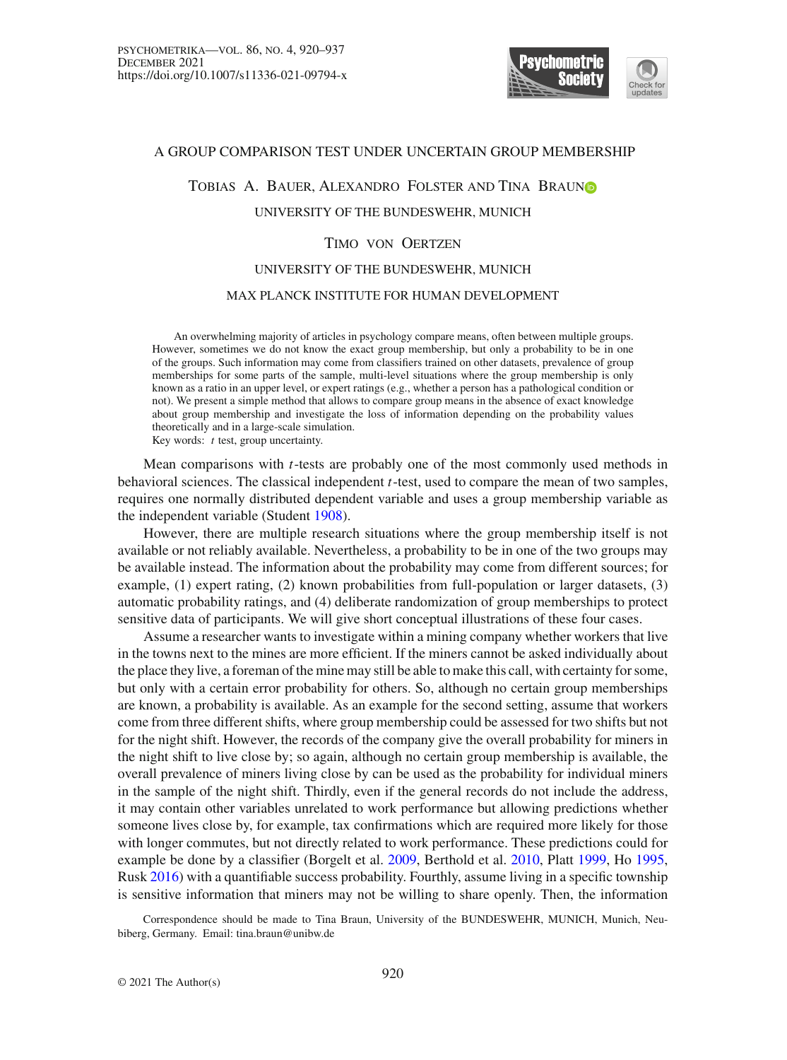# A GROUP COMPARISON TEST UNDER UNCERTAIN GROUP MEMBERSHIP

TOBIAS A. BAUER, ALEXANDRO FOLSTER AND TINA BRAUN

UNIVERSITY OF THE BUNDESWEHR, MUNICH

TIMO VON OERTZEN

UNIVERSITY OF THE BUNDESWEHR, MUNICH

MAX PLANCK INSTITUTE FOR HUMAN DEVELOPMENT

An overwhelming majority of articles in psychology compare means, often between multiple groups. However, sometimes we do not know the exact group membership, but only a probability to be in one of the groups. Such information may come from classifiers trained on other datasets, prevalence of group memberships for some parts of the sample, multi-level situations where the group membership is only known as a ratio in an upper level, or expert ratings (e.g., whether a person has a pathological condition or not). We present a simple method that allows to compare group means in the absence of exact knowledge about group membership and investigate the loss of information depending on the probability values theoretically and in a large-scale simulation.

Key words: *t* test, group uncertainty.

Mean comparisons with *t*-tests are probably one of the most commonly used methods in behavioral sciences. The classical independent *t*-test, used to compare the mean of two samples, requires one normally distributed dependent variable and uses a group membership variable as the independent variable (Student 1908).

However, there are multiple research situations where the group membership itself is not available or not reliably available. Nevertheless, a probability to be in one of the two groups may be available instead. The information about the probability may come from different sources; for example, (1) expert rating, (2) known probabilities from full-population or larger datasets, (3) automatic probability ratings, and (4) deliberate randomization of group memberships to protect sensitive data of participants. We will give short conceptual illustrations of these four cases.

Assume a researcher wants to investigate within a mining company whether workers that live in the towns next to the mines are more efficient. If the miners cannot be asked individually about the place they live, a foreman of the mine may still be able to make this call, with certainty for some, but only with a certain error probability for others. So, although no certain group memberships are known, a probability is available. As an example for the second setting, assume that workers come from three different shifts, where group membership could be assessed for two shifts but not for the night shift. However, the records of the company give the overall probability for miners in the night shift to live close by; so again, although no certain group membership is available, the overall prevalence of miners living close by can be used as the probability for individual miners in the sample of the night shift. Thirdly, even if the general records do not include the address, it may contain other variables unrelated to work performance but allowing predictions whether someone lives close by, for example, tax confirmations which are required more likely for those with longer commutes, but not directly related to work performance. These predictions could for example be done by a classifier (Borgelt et al. 2009, Berthold et al. 2010, Platt 1999, Ho 1995, Rusk 2016) with a quantifiable success probability. Fourthly, assume living in a specific township is sensitive information that miners may not be willing to share openly. Then, the information

Correspondence should be made to Tina Braun, University of the BUNDESWEHR, MUNICH, Munich, Neubiberg, Germany. Email: tina.braun@unibw.de

© 2021 The Author(s)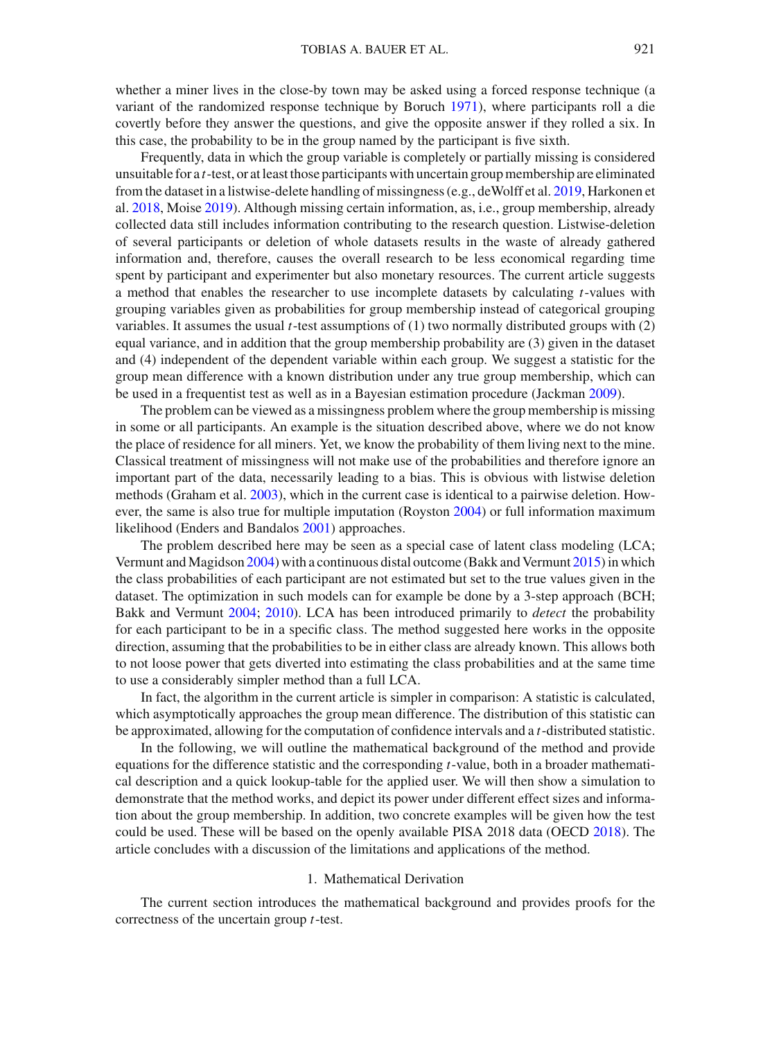whether a miner lives in the close-by town may be asked using a forced response technique (a variant of the randomized response technique by Boruch 1971), where participants roll a die covertly before they answer the questions, and give the opposite answer if they rolled a six. In this case, the probability to be in the group named by the participant is five sixth.

Frequently, data in which the group variable is completely or partially missing is considered unsuitable for a $t$-test, or at least those participants with uncertain group membership are eliminated from the dataset in a listwise-delete handling of missingness (e.g., deWolff et al. 2019, Harkonen et al. 2018, Moise 2019). Although missing certain information, as, i.e., group membership, already collected data still includes information contributing to the research question. Listwise-deletion of several participants or deletion of whole datasets results in the waste of already gathered information and, therefore, causes the overall research to be less economical regarding time spent by participant and experimenter but also monetary resources. The current article suggests a method that enables the researcher to use incomplete datasets by calculating $t$-values with grouping variables given as probabilities for group membership instead of categorical grouping variables. It assumes the usual $t$-test assumptions of (1) two normally distributed groups with (2) equal variance, and in addition that the group membership probability are (3) given in the dataset and (4) independent of the dependent variable within each group. We suggest a statistic for the group mean difference with a known distribution under any true group membership, which can be used in a frequentist test as well as in a Bayesian estimation procedure (Jackman 2009).

The problem can be viewed as a missingness problem where the group membership is missing in some or all participants. An example is the situation described above, where we do not know the place of residence for all miners. Yet, we know the probability of them living next to the mine. Classical treatment of missingness will not make use of the probabilities and therefore ignore an important part of the data, necessarily leading to a bias. This is obvious with listwise deletion methods (Graham et al. 2003), which in the current case is identical to a pairwise deletion. However, the same is also true for multiple imputation (Royston 2004) or full information maximum likelihood (Enders and Bandalos 2001) approaches.

The problem described here may be seen as a special case of latent class modeling (LCA; Vermunt and Magidson 2004) with a continuous distal outcome (Bakk and Vermunt 2015) in which the class probabilities of each participant are not estimated but set to the true values given in the dataset. The optimization in such models can for example be done by a 3-step approach (BCH; Bakk and Vermunt 2004; 2010). LCA has been introduced primarily to *detect* the probability for each participant to be in a specific class. The method suggested here works in the opposite direction, assuming that the probabilities to be in either class are already known. This allows both to not loose power that gets diverted into estimating the class probabilities and at the same time to use a considerably simpler method than a full LCA.

In fact, the algorithm in the current article is simpler in comparison: A statistic is calculated, which asymptotically approaches the group mean difference. The distribution of this statistic can be approximated, allowing for the computation of confidence intervals and a $t$-distributed statistic.

In the following, we will outline the mathematical background of the method and provide equations for the difference statistic and the corresponding $t$-value, both in a broader mathematical description and a quick lookup-table for the applied user. We will then show a simulation to demonstrate that the method works, and depict its power under different effect sizes and information about the group membership. In addition, two concrete examples will be given how the test could be used. These will be based on the openly available PISA 2018 data (OECD 2018). The article concludes with a discussion of the limitations and applications of the method.

## 1. Mathematical Derivation

The current section introduces the mathematical background and provides proofs for the correctness of the uncertain group $t$-test.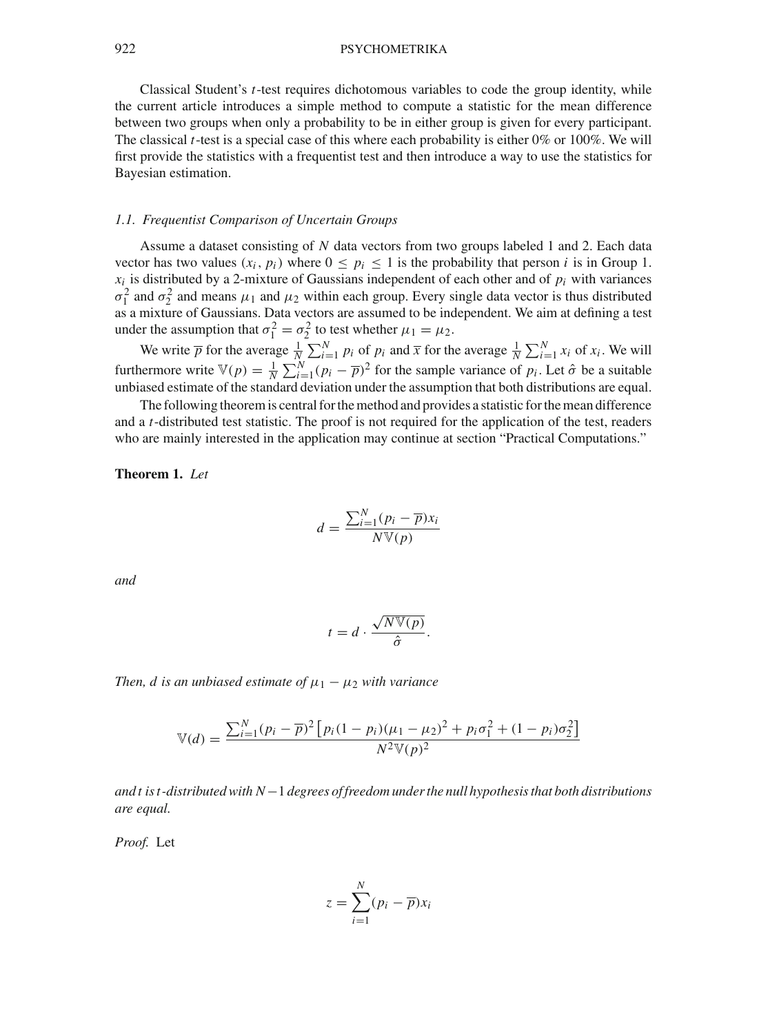Classical Student's $t$-test requires dichotomous variables to code the group identity, while the current article introduces a simple method to compute a statistic for the mean difference between two groups when only a probability to be in either group is given for every participant. The classical $t$-test is a special case of this where each probability is either 0% or 100%. We will first provide the statistics with a frequentist test and then introduce a way to use the statistics for Bayesian estimation.

### 1.1. Frequentist Comparison of Uncertain Groups

Assume a dataset consisting of $N$ data vectors from two groups labeled 1 and 2. Each data vector has two values $(x_i, p_i)$ where $0 \leq p_i \leq 1$ is the probability that person $i$ is in Group 1. $x_i$ is distributed by a 2-mixture of Gaussians independent of each other and of $p_i$ with variances $\sigma_1^2$ and $\sigma_2^2$ and means $\mu_1$ and $\mu_2$ within each group. Every single data vector is thus distributed as a mixture of Gaussians. Data vectors are assumed to be independent. We aim at defining a test under the assumption that $\sigma_1^2 = \sigma_2^2$ to test whether $\mu_1 = \mu_2$.

We write $\overline{p}$ for the average $\frac{1}{N}\sum_{i=1}^{N} p_i$ of $p_i$ and $\overline{x}$ for the average $\frac{1}{N}\sum_{i=1}^{N} x_i$ of $x_i$. We will furthermore write $\mathbb{V}(p) = \frac{1}{N}\sum_{i=1}^{N}(p_i - \overline{p})^2$ for the sample variance of $p_i$. Let $\hat{\sigma}$ be a suitable unbiased estimate of the standard deviation under the assumption that both distributions are equal.

The following theorem is central for the method and provides a statistic for the mean difference and a $t$-distributed test statistic. The proof is not required for the application of the test, readers who are mainly interested in the application may continue at section "Practical Computations."

**Theorem 1.** *Let*

$$d = \frac{\sum_{i=1}^{N}(p_i - \overline{p})x_i}{N\mathbb{V}(p)}$$

*and*

$$t = d \cdot \frac{\sqrt{N\mathbb{V}(p)}}{\hat{\sigma}}.$$

*Then, $d$ is an unbiased estimate of $\mu_1 - \mu_2$ with variance*

$$\mathbb{V}(d) = \frac{\sum_{i=1}^{N}(p_i - \overline{p})^2\left[p_i(1-p_i)(\mu_1 - \mu_2)^2 + p_i\sigma_1^2 + (1-p_i)\sigma_2^2\right]}{N^2\mathbb{V}(p)^2}$$

*and $t$ is $t$-distributed with $N-1$ degrees of freedom under the null hypothesis that both distributions are equal.*

*Proof.* Let

$$z = \sum_{i=1}^{N}(p_i - \overline{p})x_i$$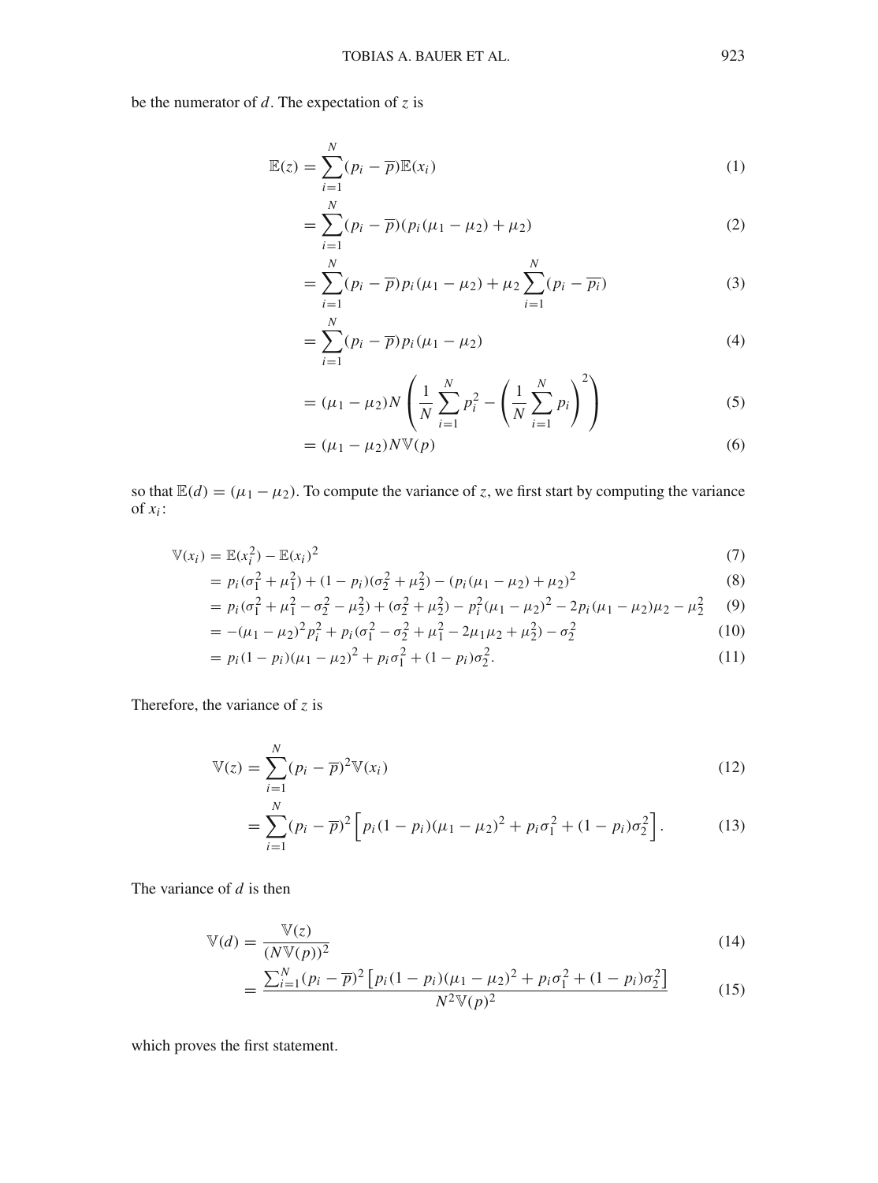be the numerator of $d$. The expectation of $z$ is

$$
\begin{aligned}
\mathbb{E}(z) &= \sum_{i=1}^{N} (p_i - \overline{p})\mathbb{E}(x_i) && (1)\\
&= \sum_{i=1}^{N} (p_i - \overline{p})(p_i(\mu_1 - \mu_2) + \mu_2) && (2)\\
&= \sum_{i=1}^{N} (p_i - \overline{p})p_i(\mu_1 - \mu_2) + \mu_2 \sum_{i=1}^{N} (p_i - \overline{p_i}) && (3)\\
&= \sum_{i=1}^{N} (p_i - \overline{p})p_i(\mu_1 - \mu_2) && (4)\\
&= (\mu_1 - \mu_2)N \left( \frac{1}{N} \sum_{i=1}^{N} p_i^2 - \left( \frac{1}{N} \sum_{i=1}^{N} p_i \right)^2 \right) && (5)\\
&= (\mu_1 - \mu_2)N\mathbb{V}(p) && (6)
\end{aligned}
$$

so that $\mathbb{E}(d) = (\mu_1 - \mu_2)$. To compute the variance of $z$, we first start by computing the variance of $x_i$:

$$
\begin{aligned}
\mathbb{V}(x_i) &= \mathbb{E}(x_i^2) - \mathbb{E}(x_i)^2 && (7)\\
&= p_i(\sigma_1^2 + \mu_1^2) + (1 - p_i)(\sigma_2^2 + \mu_2^2) - (p_i(\mu_1 - \mu_2) + \mu_2)^2 && (8)\\
&= p_i(\sigma_1^2 + \mu_1^2 - \sigma_2^2 - \mu_2^2) + (\sigma_2^2 + \mu_2^2) - p_i^2(\mu_1 - \mu_2)^2 - 2p_i(\mu_1 - \mu_2)\mu_2 - \mu_2^2 && (9)\\
&= -(\mu_1 - \mu_2)^2 p_i^2 + p_i(\sigma_1^2 - \sigma_2^2 + \mu_1^2 - 2\mu_1\mu_2 + \mu_2^2) - \sigma_2^2 && (10)\\
&= p_i(1 - p_i)(\mu_1 - \mu_2)^2 + p_i\sigma_1^2 + (1 - p_i)\sigma_2^2. && (11)
\end{aligned}
$$

Therefore, the variance of $z$ is

$$
\begin{aligned}
\mathbb{V}(z) &= \sum_{i=1}^{N} (p_i - \overline{p})^2 \mathbb{V}(x_i) && (12)\\
&= \sum_{i=1}^{N} (p_i - \overline{p})^2 \left[ p_i(1 - p_i)(\mu_1 - \mu_2)^2 + p_i\sigma_1^2 + (1 - p_i)\sigma_2^2 \right]. && (13)
\end{aligned}
$$

The variance of $d$ is then

$$
\begin{aligned}
\mathbb{V}(d) &= \frac{\mathbb{V}(z)}{(N\mathbb{V}(p))^2} && (14)\\
&= \frac{\sum_{i=1}^{N} (p_i - \overline{p})^2 \left[ p_i(1 - p_i)(\mu_1 - \mu_2)^2 + p_i\sigma_1^2 + (1 - p_i)\sigma_2^2 \right]}{N^2\mathbb{V}(p)^2} && (15)
\end{aligned}
$$

which proves the first statement.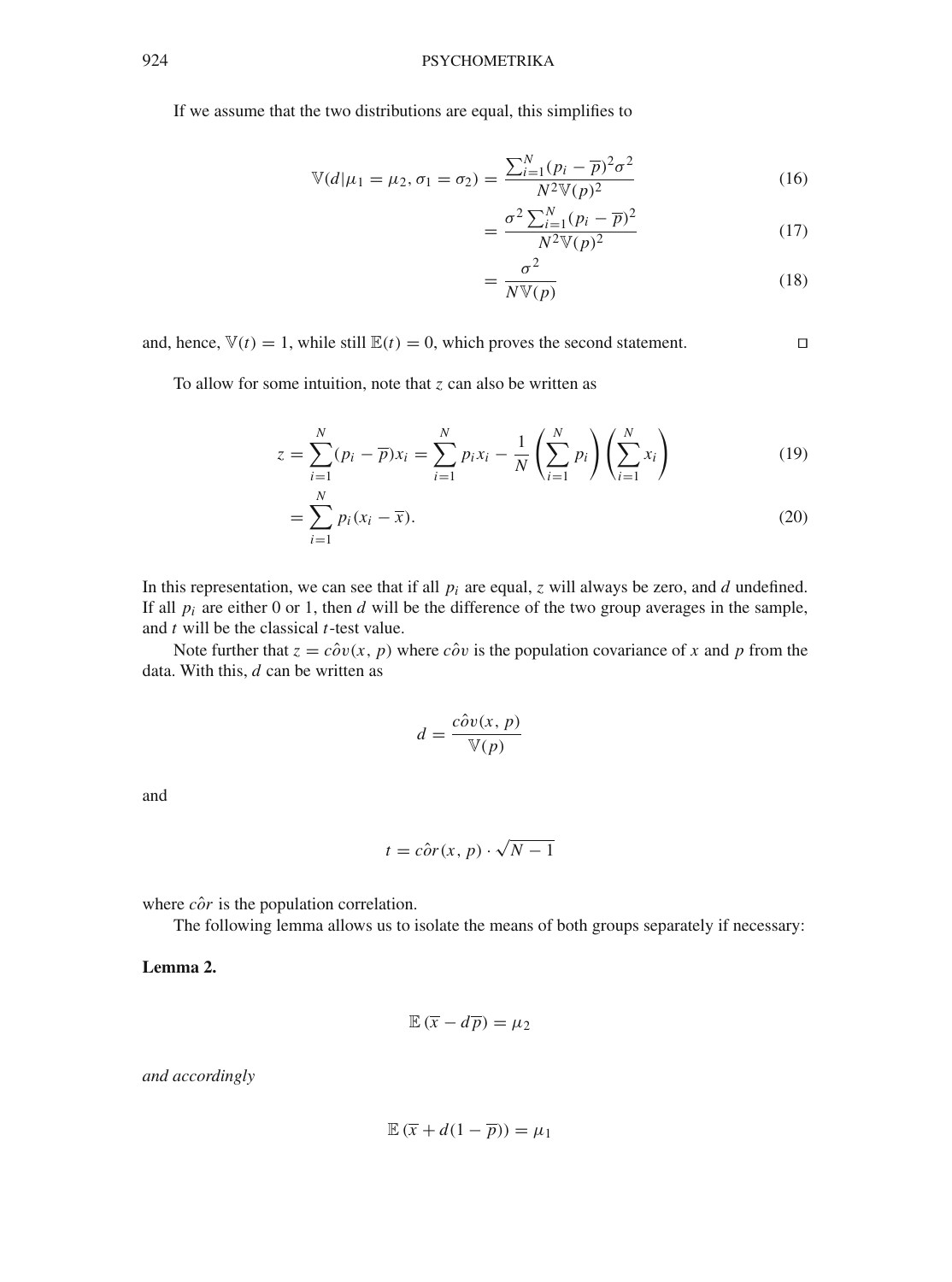If we assume that the two distributions are equal, this simplifies to

$$\mathbb{V}(d|\mu_1 = \mu_2, \sigma_1 = \sigma_2) = \frac{\sum_{i=1}^{N}(p_i - \overline{p})^2\sigma^2}{N^2\mathbb{V}(p)^2} \tag{16}$$

$$= \frac{\sigma^2 \sum_{i=1}^{N}(p_i - \overline{p})^2}{N^2\mathbb{V}(p)^2} \tag{17}$$

$$= \frac{\sigma^2}{N\mathbb{V}(p)} \tag{18}$$

and, hence, $\mathbb{V}(t) = 1$, while still $\mathbb{E}(t) = 0$, which proves the second statement. □

To allow for some intuition, note that $z$ can also be written as

$$z = \sum_{i=1}^{N}(p_i - \overline{p})x_i = \sum_{i=1}^{N} p_i x_i - \frac{1}{N}\left(\sum_{i=1}^{N} p_i\right)\left(\sum_{i=1}^{N} x_i\right) \tag{19}$$

$$= \sum_{i=1}^{N} p_i(x_i - \overline{x}). \tag{20}$$

In this representation, we can see that if all $p_i$ are equal, $z$ will always be zero, and $d$ undefined. If all $p_i$ are either 0 or 1, then $d$ will be the difference of the two group averages in the sample, and $t$ will be the classical $t$-test value.

Note further that $z = \hat{cov}(x, p)$ where $\hat{cov}$ is the population covariance of $x$ and $p$ from the data. With this, $d$ can be written as

$$d = \frac{\hat{cov}(x, p)}{\mathbb{V}(p)}$$

and

$$t = \hat{cor}(x, p) \cdot \sqrt{N - 1}$$

where $\hat{cor}$ is the population correlation.

The following lemma allows us to isolate the means of both groups separately if necessary:

**Lemma 2.**

$$\mathbb{E}\left(\overline{x} - d\overline{p}\right) = \mu_2$$

*and accordingly*

$$\mathbb{E}\left(\overline{x} + d(1 - \overline{p})\right) = \mu_1$$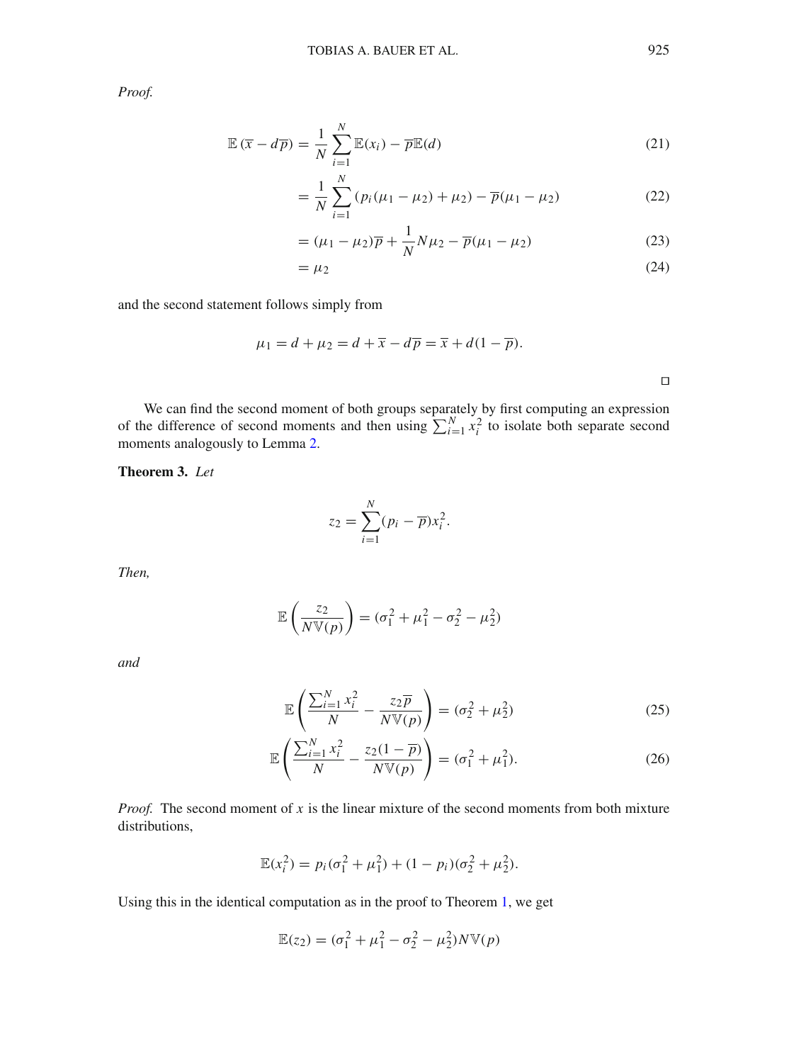*Proof.*

$$\mathbb{E}\left(\overline{x} - d\overline{p}\right) = \frac{1}{N}\sum_{i=1}^{N}\mathbb{E}(x_i) - \overline{p}\mathbb{E}(d) \tag{21}$$

$$= \frac{1}{N}\sum_{i=1}^{N}\left(p_i(\mu_1 - \mu_2) + \mu_2\right) - \overline{p}(\mu_1 - \mu_2) \tag{22}$$

$$= (\mu_1 - \mu_2)\overline{p} + \frac{1}{N}N\mu_2 - \overline{p}(\mu_1 - \mu_2) \tag{23}$$

$$= \mu_2 \tag{24}$$

and the second statement follows simply from

$$\mu_1 = d + \mu_2 = d + \overline{x} - d\overline{p} = \overline{x} + d(1 - \overline{p}).$$

□

We can find the second moment of both groups separately by first computing an expression of the difference of second moments and then using $\sum_{i=1}^{N} x_i^2$ to isolate both separate second moments analogously to Lemma 2.

**Theorem 3.** *Let*

$$z_2 = \sum_{i=1}^{N}(p_i - \overline{p})x_i^2.$$

*Then,*

$$\mathbb{E}\left(\frac{z_2}{N\mathbb{V}(p)}\right) = (\sigma_1^2 + \mu_1^2 - \sigma_2^2 - \mu_2^2)$$

*and*

$$\mathbb{E}\left(\frac{\sum_{i=1}^{N} x_i^2}{N} - \frac{z_2\overline{p}}{N\mathbb{V}(p)}\right) = (\sigma_2^2 + \mu_2^2) \tag{25}$$

$$\mathbb{E}\left(\frac{\sum_{i=1}^{N} x_i^2}{N} - \frac{z_2(1 - \overline{p})}{N\mathbb{V}(p)}\right) = (\sigma_1^2 + \mu_1^2). \tag{26}$$

*Proof.* The second moment of $x$ is the linear mixture of the second moments from both mixture distributions,

$$\mathbb{E}(x_i^2) = p_i(\sigma_1^2 + \mu_1^2) + (1 - p_i)(\sigma_2^2 + \mu_2^2).$$

Using this in the identical computation as in the proof to Theorem 1, we get

$$\mathbb{E}(z_2) = (\sigma_1^2 + \mu_1^2 - \sigma_2^2 - \mu_2^2)N\mathbb{V}(p)$$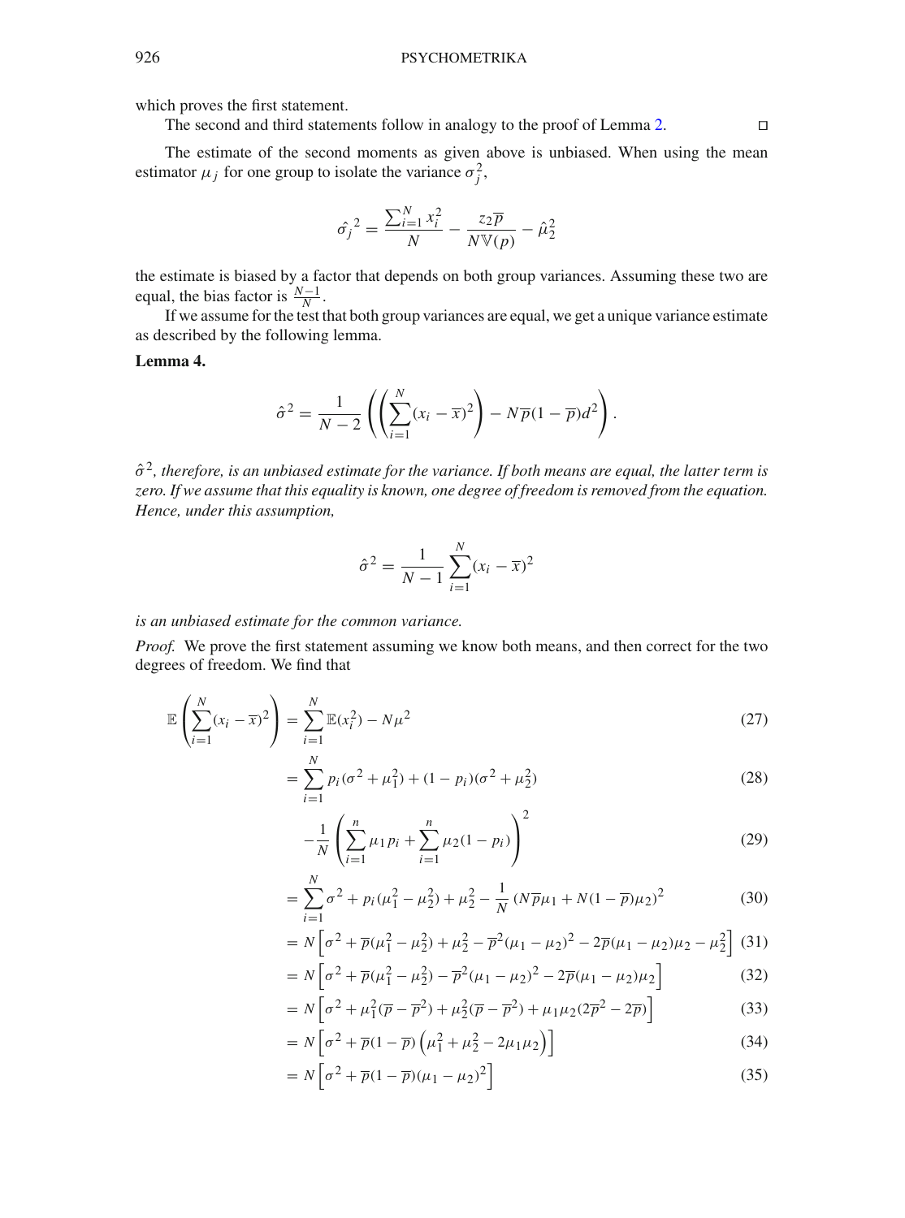which proves the first statement.

The second and third statements follow in analogy to the proof of Lemma 2. $\square$

The estimate of the second moments as given above is unbiased. When using the mean estimator $\mu_j$ for one group to isolate the variance $\sigma_j^2$,

$$\hat{\sigma_j}^2 = \frac{\sum_{i=1}^N x_i^2}{N} - \frac{z_2 \overline{p}}{N \mathbb{V}(p)} - \hat{\mu}_2^2$$

the estimate is biased by a factor that depends on both group variances. Assuming these two are equal, the bias factor is $\frac{N-1}{N}$.

If we assume for the test that both group variances are equal, we get a unique variance estimate as described by the following lemma.

**Lemma 4.**

$$\hat{\sigma}^2 = \frac{1}{N-2} \left( \left( \sum_{i=1}^N (x_i - \overline{x})^2 \right) - N\overline{p}(1-\overline{p})d^2 \right).$$

*$\hat{\sigma}^2$, therefore, is an unbiased estimate for the variance. If both means are equal, the latter term is zero. If we assume that this equality is known, one degree of freedom is removed from the equation. Hence, under this assumption,*

$$\hat{\sigma}^2 = \frac{1}{N-1} \sum_{i=1}^N (x_i - \overline{x})^2$$

*is an unbiased estimate for the common variance.*

*Proof.* We prove the first statement assuming we know both means, and then correct for the two degrees of freedom. We find that

$$\mathbb{E}\left( \sum_{i=1}^N (x_i - \overline{x})^2 \right) = \sum_{i=1}^N \mathbb{E}(x_i^2) - N\mu^2 \tag{27}$$

$$= \sum_{i=1}^N p_i(\sigma^2 + \mu_1^2) + (1-p_i)(\sigma^2 + \mu_2^2) \tag{28}$$

$$-\frac{1}{N} \left( \sum_{i=1}^n \mu_1 p_i + \sum_{i=1}^n \mu_2 (1-p_i) \right)^2 \tag{29}$$

$$= \sum_{i=1}^N \sigma^2 + p_i(\mu_1^2 - \mu_2^2) + \mu_2^2 - \frac{1}{N} \left( N\overline{p}\mu_1 + N(1-\overline{p})\mu_2 \right)^2 \tag{30}$$

$$= N\left[ \sigma^2 + \overline{p}(\mu_1^2 - \mu_2^2) + \mu_2^2 - \overline{p}^2(\mu_1 - \mu_2)^2 - 2\overline{p}(\mu_1 - \mu_2)\mu_2 - \mu_2^2 \right] \tag{31}$$

$$= N\left[ \sigma^2 + \overline{p}(\mu_1^2 - \mu_2^2) - \overline{p}^2(\mu_1 - \mu_2)^2 - 2\overline{p}(\mu_1 - \mu_2)\mu_2 \right] \tag{32}$$

$$= N\left[ \sigma^2 + \mu_1^2(\overline{p} - \overline{p}^2) + \mu_2^2(\overline{p} - \overline{p}^2) + \mu_1\mu_2(2\overline{p}^2 - 2\overline{p}) \right] \tag{33}$$

$$= N\left[ \sigma^2 + \overline{p}(1-\overline{p}) \left( \mu_1^2 + \mu_2^2 - 2\mu_1\mu_2 \right) \right] \tag{34}$$

$$= N\left[ \sigma^2 + \overline{p}(1-\overline{p})(\mu_1 - \mu_2)^2 \right] \tag{35}$$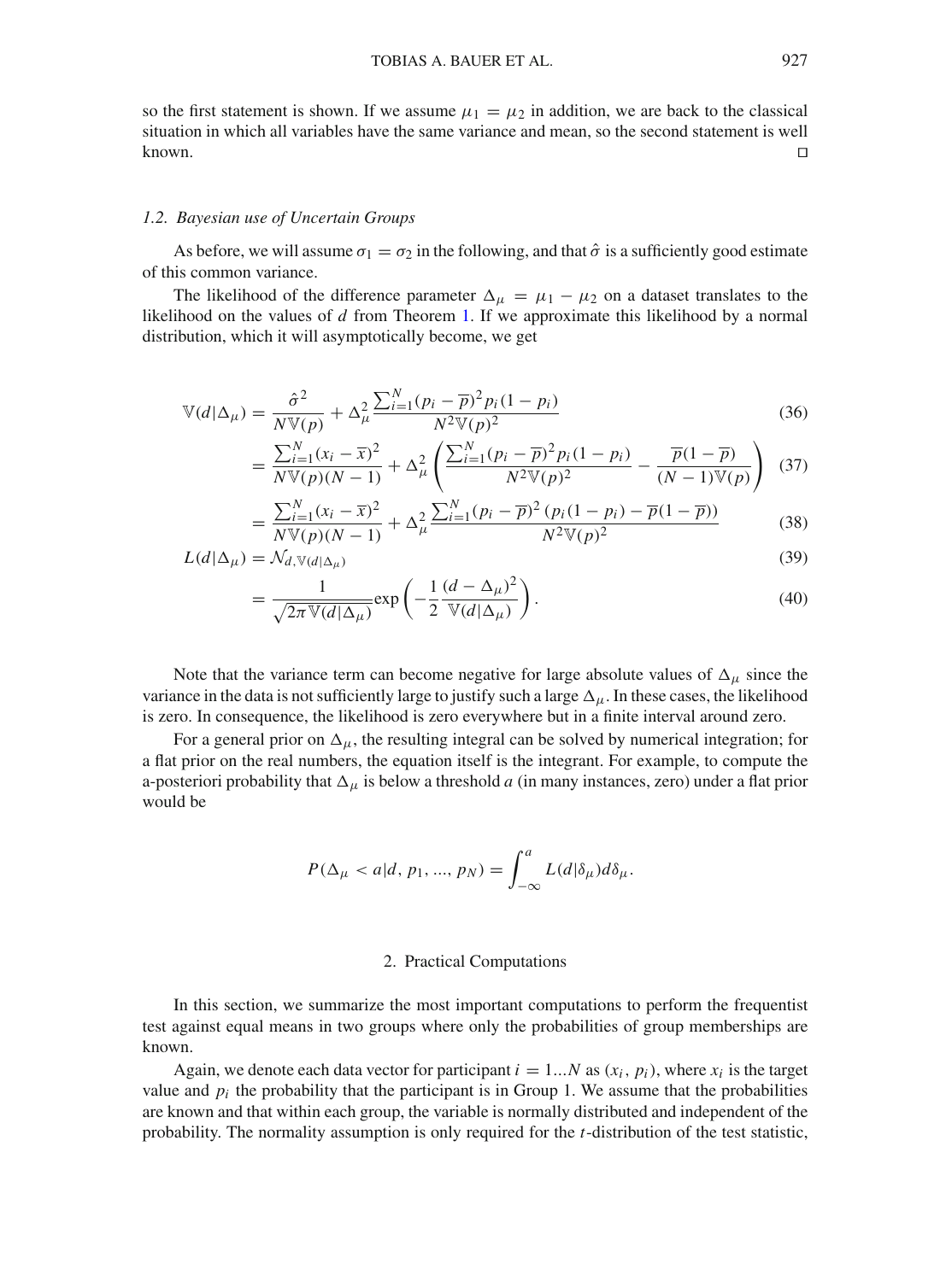so the first statement is shown. If we assume $\mu_1 = \mu_2$ in addition, we are back to the classical situation in which all variables have the same variance and mean, so the second statement is well known. ◻

### 1.2. Bayesian use of Uncertain Groups

As before, we will assume $\sigma_1 = \sigma_2$ in the following, and that $\hat{\sigma}$ is a sufficiently good estimate of this common variance.

The likelihood of the difference parameter $\Delta_\mu = \mu_1 - \mu_2$ on a dataset translates to the likelihood on the values of $d$ from Theorem 1. If we approximate this likelihood by a normal distribution, which it will asymptotically become, we get

$$
\begin{aligned}
\mathbb{V}(d|\Delta_\mu) &= \frac{\hat{\sigma}^2}{N\mathbb{V}(p)} + \Delta_\mu^2 \frac{\sum_{i=1}^N (p_i - \overline{p})^2 p_i(1-p_i)}{N^2 \mathbb{V}(p)^2} && (36)\\
&= \frac{\sum_{i=1}^N (x_i - \overline{x})^2}{N\mathbb{V}(p)(N-1)} + \Delta_\mu^2 \left( \frac{\sum_{i=1}^N (p_i - \overline{p})^2 p_i(1-p_i)}{N^2 \mathbb{V}(p)^2} - \frac{\overline{p}(1-\overline{p})}{(N-1)\mathbb{V}(p)} \right) && (37)\\
&= \frac{\sum_{i=1}^N (x_i - \overline{x})^2}{N\mathbb{V}(p)(N-1)} + \Delta_\mu^2 \frac{\sum_{i=1}^N (p_i - \overline{p})^2 \left(p_i(1-p_i) - \overline{p}(1-\overline{p})\right)}{N^2 \mathbb{V}(p)^2} && (38)\\
L(d|\Delta_\mu) &= \mathcal{N}_{d,\mathbb{V}(d|\Delta_\mu)} && (39)\\
&= \frac{1}{\sqrt{2\pi \mathbb{V}(d|\Delta_\mu)}} \exp\left( -\frac{1}{2} \frac{(d - \Delta_\mu)^2}{\mathbb{V}(d|\Delta_\mu)} \right). && (40)
\end{aligned}
$$

Note that the variance term can become negative for large absolute values of $\Delta_\mu$ since the variance in the data is not sufficiently large to justify such a large $\Delta_\mu$. In these cases, the likelihood is zero. In consequence, the likelihood is zero everywhere but in a finite interval around zero.

For a general prior on $\Delta_\mu$, the resulting integral can be solved by numerical integration; for a flat prior on the real numbers, the equation itself is the integrant. For example, to compute the a-posteriori probability that $\Delta_\mu$ is below a threshold $a$ (in many instances, zero) under a flat prior would be

$$
P(\Delta_\mu < a | d, p_1, ..., p_N) = \int_{-\infty}^{a} L(d|\delta_\mu) d\delta_\mu.
$$

## 2. Practical Computations

In this section, we summarize the most important computations to perform the frequentist test against equal means in two groups where only the probabilities of group memberships are known.

Again, we denote each data vector for participant $i = 1...N$ as $(x_i, p_i)$, where $x_i$ is the target value and $p_i$ the probability that the participant is in Group 1. We assume that the probabilities are known and that within each group, the variable is normally distributed and independent of the probability. The normality assumption is only required for the $t$-distribution of the test statistic,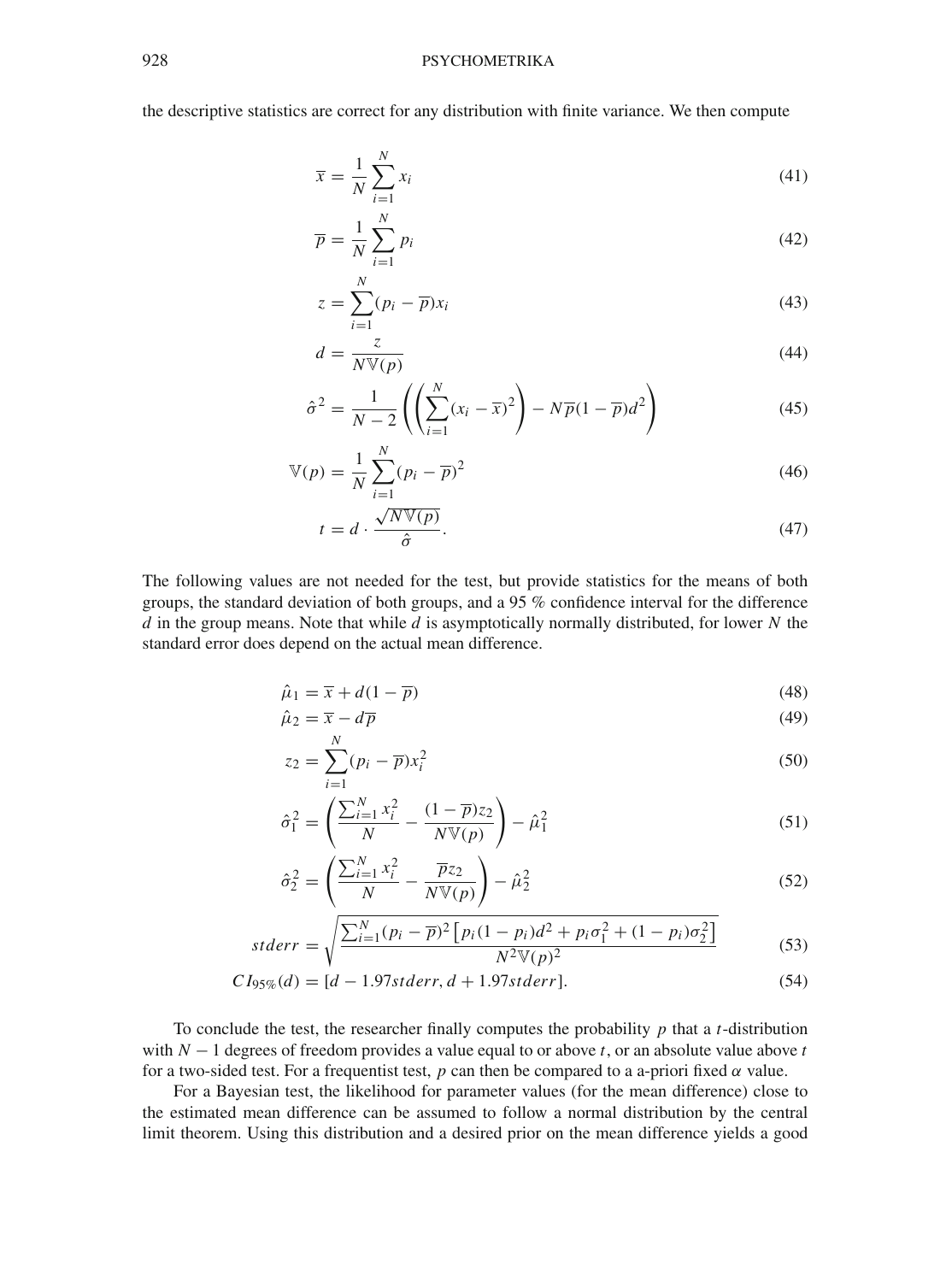the descriptive statistics are correct for any distribution with finite variance. We then compute

$$\overline{x} = \frac{1}{N}\sum_{i=1}^{N} x_i \tag{41}$$

$$\overline{p} = \frac{1}{N}\sum_{i=1}^{N} p_i \tag{42}$$

$$z = \sum_{i=1}^{N}(p_i - \overline{p})x_i \tag{43}$$

$$d = \frac{z}{N\mathbb{V}(p)} \tag{44}$$

$$\hat{\sigma}^2 = \frac{1}{N-2}\left(\left(\sum_{i=1}^{N}(x_i - \overline{x})^2\right) - N\overline{p}(1-\overline{p})d^2\right) \tag{45}$$

$$\mathbb{V}(p) = \frac{1}{N}\sum_{i=1}^{N}(p_i - \overline{p})^2 \tag{46}$$

$$t = d \cdot \frac{\sqrt{N\mathbb{V}(p)}}{\hat{\sigma}}. \tag{47}$$

The following values are not needed for the test, but provide statistics for the means of both groups, the standard deviation of both groups, and a 95 % confidence interval for the difference $d$ in the group means. Note that while $d$ is asymptotically normally distributed, for lower $N$ the standard error does depend on the actual mean difference.

$$\hat{\mu}_1 = \overline{x} + d(1-\overline{p}) \tag{48}$$

$$\hat{\mu}_2 = \overline{x} - d\overline{p} \tag{49}$$

$$z_2 = \sum_{i=1}^{N}(p_i - \overline{p})x_i^2 \tag{50}$$

$$\hat{\sigma}_1^2 = \left(\frac{\sum_{i=1}^{N} x_i^2}{N} - \frac{(1-\overline{p})z_2}{N\mathbb{V}(p)}\right) - \hat{\mu}_1^2 \tag{51}$$

$$\hat{\sigma}_2^2 = \left(\frac{\sum_{i=1}^{N} x_i^2}{N} - \frac{\overline{p}z_2}{N\mathbb{V}(p)}\right) - \hat{\mu}_2^2 \tag{52}$$

$$stderr = \sqrt{\frac{\sum_{i=1}^{N}(p_i - \overline{p})^2\left[p_i(1-p_i)d^2 + p_i\sigma_1^2 + (1-p_i)\sigma_2^2\right]}{N^2\mathbb{V}(p)^2}} \tag{53}$$

$$CI_{95\%}(d) = [d - 1.97stderr, d + 1.97stderr]. \tag{54}$$

To conclude the test, the researcher finally computes the probability $p$ that a $t$-distribution with $N-1$ degrees of freedom provides a value equal to or above $t$, or an absolute value above $t$ for a two-sided test. For a frequentist test, $p$ can then be compared to a a-priori fixed $\alpha$ value.

For a Bayesian test, the likelihood for parameter values (for the mean difference) close to the estimated mean difference can be assumed to follow a normal distribution by the central limit theorem. Using this distribution and a desired prior on the mean difference yields a good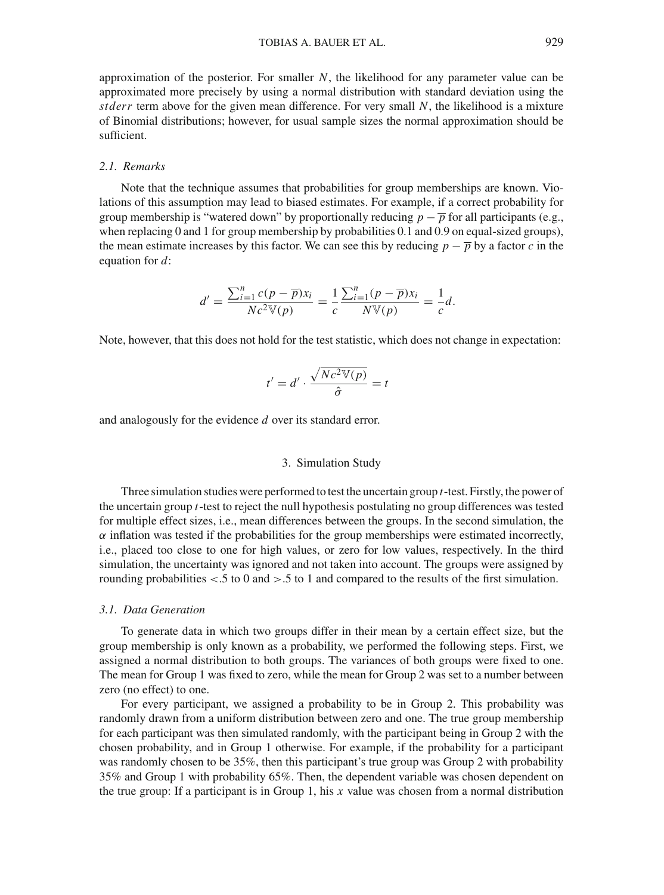approximation of the posterior. For smaller $N$, the likelihood for any parameter value can be approximated more precisely by using a normal distribution with standard deviation using the $stderr$ term above for the given mean difference. For very small $N$, the likelihood is a mixture of Binomial distributions; however, for usual sample sizes the normal approximation should be sufficient.

### 2.1. Remarks

Note that the technique assumes that probabilities for group memberships are known. Violations of this assumption may lead to biased estimates. For example, if a correct probability for group membership is "watered down" by proportionally reducing $p - \overline{p}$ for all participants (e.g., when replacing 0 and 1 for group membership by probabilities 0.1 and 0.9 on equal-sized groups), the mean estimate increases by this factor. We can see this by reducing $p - \overline{p}$ by a factor $c$ in the equation for $d$:

$$d' = \frac{\sum_{i=1}^{n} c(p - \overline{p})x_i}{Nc^2\mathbb{V}(p)} = \frac{1}{c}\frac{\sum_{i=1}^{n}(p - \overline{p})x_i}{N\mathbb{V}(p)} = \frac{1}{c}d.$$

Note, however, that this does not hold for the test statistic, which does not change in expectation:

$$t' = d' \cdot \frac{\sqrt{Nc^2\mathbb{V}(p)}}{\hat{\sigma}} = t$$

and analogously for the evidence $d$ over its standard error.

## 3. Simulation Study

Three simulation studies were performed to test the uncertain group $t$-test. Firstly, the power of the uncertain group $t$-test to reject the null hypothesis postulating no group differences was tested for multiple effect sizes, i.e., mean differences between the groups. In the second simulation, the $\alpha$ inflation was tested if the probabilities for the group memberships were estimated incorrectly, i.e., placed too close to one for high values, or zero for low values, respectively. In the third simulation, the uncertainty was ignored and not taken into account. The groups were assigned by rounding probabilities $< .5$ to 0 and $> .5$ to 1 and compared to the results of the first simulation.

### 3.1. Data Generation

To generate data in which two groups differ in their mean by a certain effect size, but the group membership is only known as a probability, we performed the following steps. First, we assigned a normal distribution to both groups. The variances of both groups were fixed to one. The mean for Group 1 was fixed to zero, while the mean for Group 2 was set to a number between zero (no effect) to one.

For every participant, we assigned a probability to be in Group 2. This probability was randomly drawn from a uniform distribution between zero and one. The true group membership for each participant was then simulated randomly, with the participant being in Group 2 with the chosen probability, and in Group 1 otherwise. For example, if the probability for a participant was randomly chosen to be 35%, then this participant's true group was Group 2 with probability 35% and Group 1 with probability 65%. Then, the dependent variable was chosen dependent on the true group: If a participant is in Group 1, his $x$ value was chosen from a normal distribution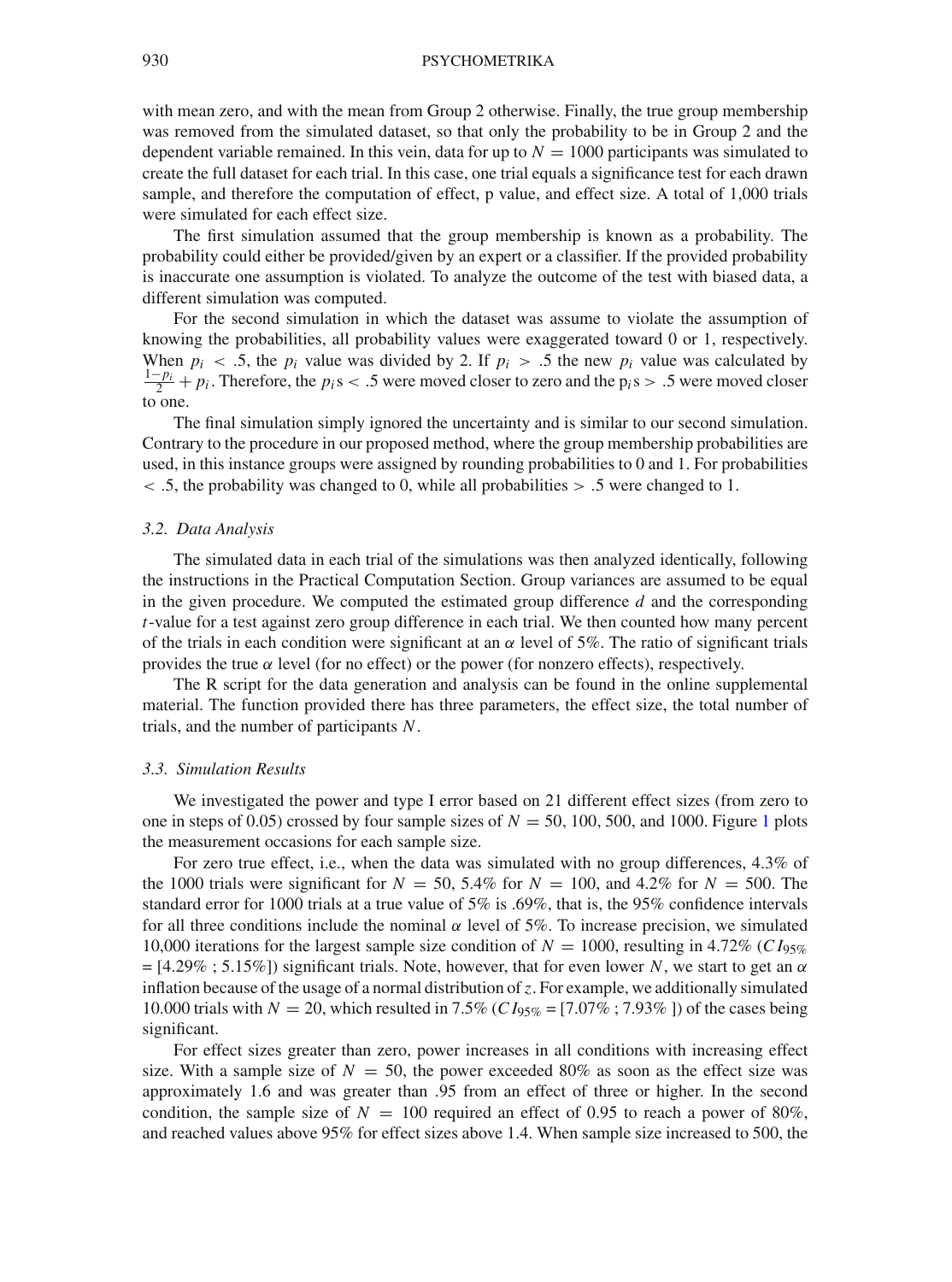with mean zero, and with the mean from Group 2 otherwise. Finally, the true group membership was removed from the simulated dataset, so that only the probability to be in Group 2 and the dependent variable remained. In this vein, data for up to $N = 1000$ participants was simulated to create the full dataset for each trial. In this case, one trial equals a significance test for each drawn sample, and therefore the computation of effect, p value, and effect size. A total of 1,000 trials were simulated for each effect size.

The first simulation assumed that the group membership is known as a probability. The probability could either be provided/given by an expert or a classifier. If the provided probability is inaccurate one assumption is violated. To analyze the outcome of the test with biased data, a different simulation was computed.

For the second simulation in which the dataset was assume to violate the assumption of knowing the probabilities, all probability values were exaggerated toward 0 or 1, respectively. When $p_i < .5$, the $p_i$ value was divided by 2. If $p_i > .5$ the new $p_i$ value was calculated by $\frac{1-p_i}{2} + p_i$. Therefore, the $p_i$s $< .5$ were moved closer to zero and the $p_i$s $> .5$ were moved closer to one.

The final simulation simply ignored the uncertainty and is similar to our second simulation. Contrary to the procedure in our proposed method, where the group membership probabilities are used, in this instance groups were assigned by rounding probabilities to 0 and 1. For probabilities $< .5$, the probability was changed to 0, while all probabilities $> .5$ were changed to 1.

### 3.2. Data Analysis

The simulated data in each trial of the simulations was then analyzed identically, following the instructions in the Practical Computation Section. Group variances are assumed to be equal in the given procedure. We computed the estimated group difference $d$ and the corresponding $t$-value for a test against zero group difference in each trial. We then counted how many percent of the trials in each condition were significant at an $\alpha$ level of 5%. The ratio of significant trials provides the true $\alpha$ level (for no effect) or the power (for nonzero effects), respectively.

The R script for the data generation and analysis can be found in the online supplemental material. The function provided there has three parameters, the effect size, the total number of trials, and the number of participants $N$.

### 3.3. Simulation Results

We investigated the power and type I error based on 21 different effect sizes (from zero to one in steps of 0.05) crossed by four sample sizes of $N = 50$, 100, 500, and 1000. Figure 1 plots the measurement occasions for each sample size.

For zero true effect, i.e., when the data was simulated with no group differences, 4.3% of the 1000 trials were significant for $N = 50$, 5.4% for $N = 100$, and 4.2% for $N = 500$. The standard error for 1000 trials at a true value of 5% is .69%, that is, the 95% confidence intervals for all three conditions include the nominal $\alpha$ level of 5%. To increase precision, we simulated 10,000 iterations for the largest sample size condition of $N = 1000$, resulting in 4.72% ($CI_{95\%}$ = [4.29% ; 5.15%]) significant trials. Note, however, that for even lower $N$, we start to get an $\alpha$ inflation because of the usage of a normal distribution of $z$. For example, we additionally simulated 10.000 trials with $N = 20$, which resulted in 7.5% ($CI_{95\%}$ = [7.07% ; 7.93% ]) of the cases being significant.

For effect sizes greater than zero, power increases in all conditions with increasing effect size. With a sample size of $N = 50$, the power exceeded 80% as soon as the effect size was approximately 1.6 and was greater than .95 from an effect of three or higher. In the second condition, the sample size of $N = 100$ required an effect of 0.95 to reach a power of 80%, and reached values above 95% for effect sizes above 1.4. When sample size increased to 500, the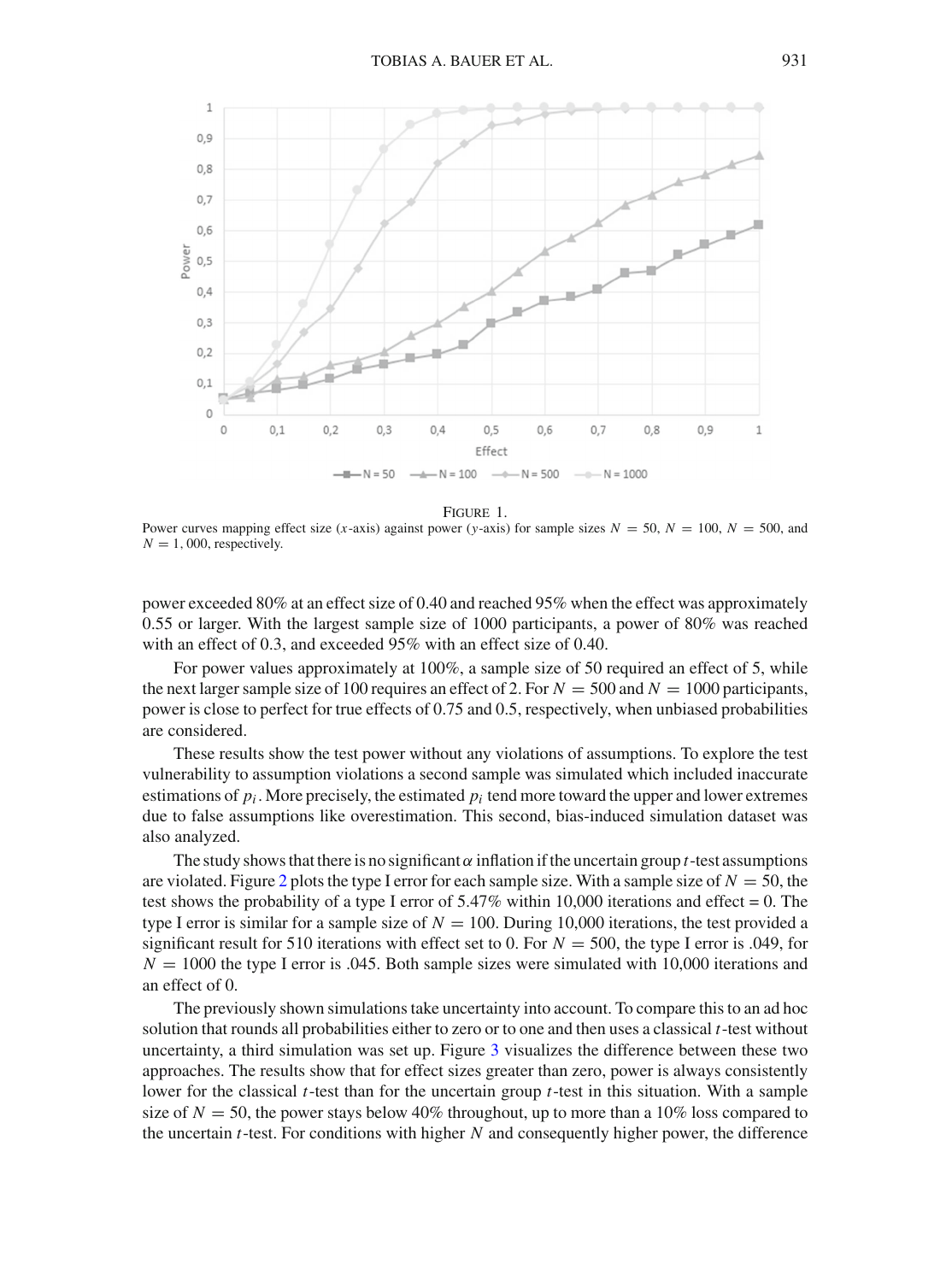FIGURE 1.
Power curves mapping effect size ($x$-axis) against power ($y$-axis) for sample sizes $N = 50$, $N = 100$, $N = 500$, and $N = 1,000$, respectively.

power exceeded 80% at an effect size of 0.40 and reached 95% when the effect was approximately 0.55 or larger. With the largest sample size of 1000 participants, a power of 80% was reached with an effect of 0.3, and exceeded 95% with an effect size of 0.40.

For power values approximately at 100%, a sample size of 50 required an effect of 5, while the next larger sample size of 100 requires an effect of 2. For $N = 500$ and $N = 1000$ participants, power is close to perfect for true effects of 0.75 and 0.5, respectively, when unbiased probabilities are considered.

These results show the test power without any violations of assumptions. To explore the test vulnerability to assumption violations a second sample was simulated which included inaccurate estimations of $p_i$. More precisely, the estimated $p_i$ tend more toward the upper and lower extremes due to false assumptions like overestimation. This second, bias-induced simulation dataset was also analyzed.

The study shows that there is no significant $\alpha$ inflation if the uncertain group $t$-test assumptions are violated. Figure 2 plots the type I error for each sample size. With a sample size of $N = 50$, the test shows the probability of a type I error of 5.47% within 10,000 iterations and effect = 0. The type I error is similar for a sample size of $N = 100$. During 10,000 iterations, the test provided a significant result for 510 iterations with effect set to 0. For $N = 500$, the type I error is .049, for $N = 1000$ the type I error is .045. Both sample sizes were simulated with 10,000 iterations and an effect of 0.

The previously shown simulations take uncertainty into account. To compare this to an ad hoc solution that rounds all probabilities either to zero or to one and then uses a classical $t$-test without uncertainty, a third simulation was set up. Figure 3 visualizes the difference between these two approaches. The results show that for effect sizes greater than zero, power is always consistently lower for the classical $t$-test than for the uncertain group $t$-test in this situation. With a sample size of $N = 50$, the power stays below 40% throughout, up to more than a 10% loss compared to the uncertain $t$-test. For conditions with higher $N$ and consequently higher power, the difference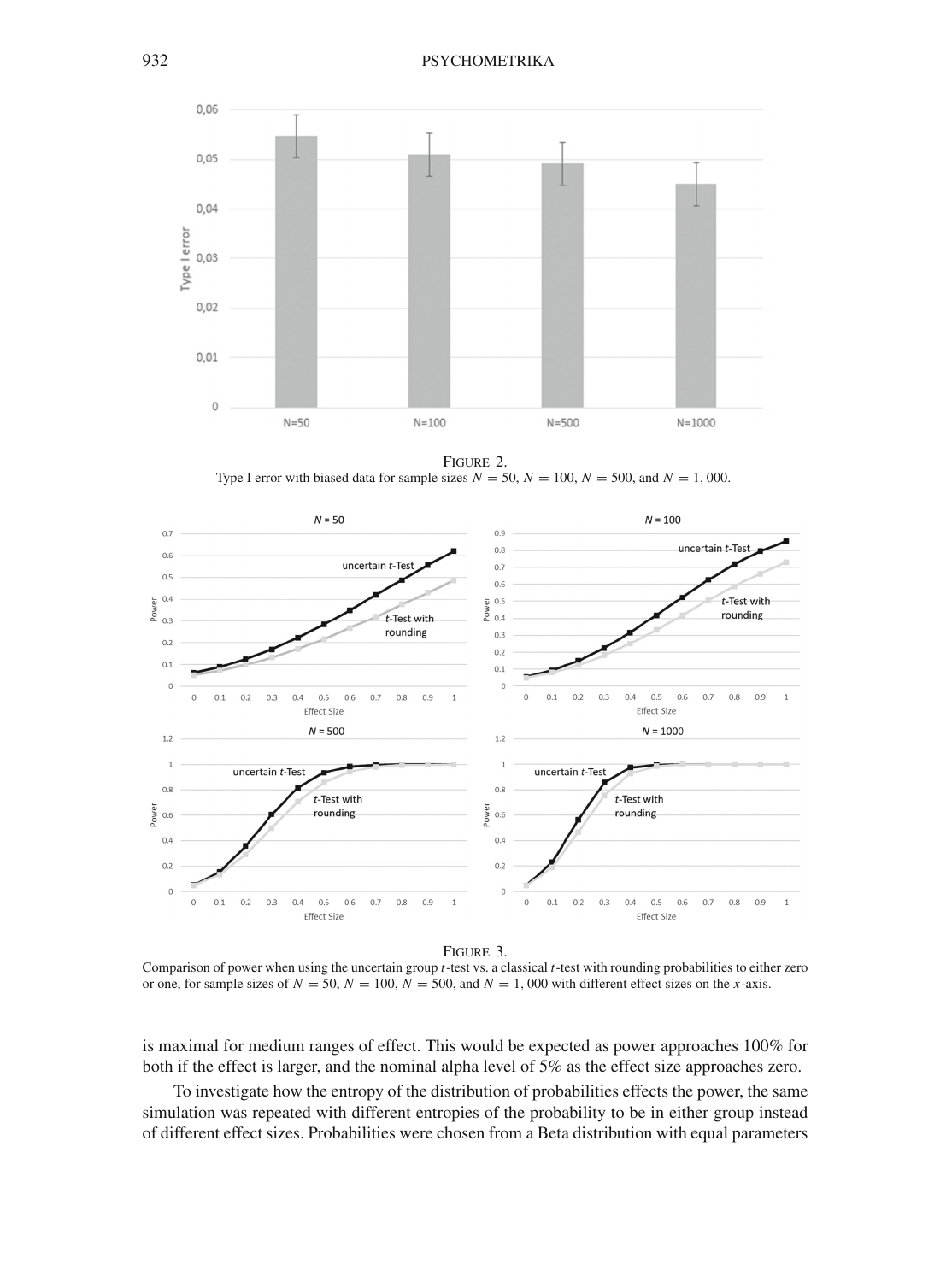FIGURE 2.
Type I error with biased data for sample sizes $N = 50$, $N = 100$, $N = 500$, and $N = 1,000$.

FIGURE 3.
Comparison of power when using the uncertain group $t$-test vs. a classical $t$-test with rounding probabilities to either zero or one, for sample sizes of $N = 50$, $N = 100$, $N = 500$, and $N = 1,000$ with different effect sizes on the $x$-axis.

is maximal for medium ranges of effect. This would be expected as power approaches 100% for both if the effect is larger, and the nominal alpha level of 5% as the effect size approaches zero.

To investigate how the entropy of the distribution of probabilities effects the power, the same simulation was repeated with different entropies of the probability to be in either group instead of different effect sizes. Probabilities were chosen from a Beta distribution with equal parameters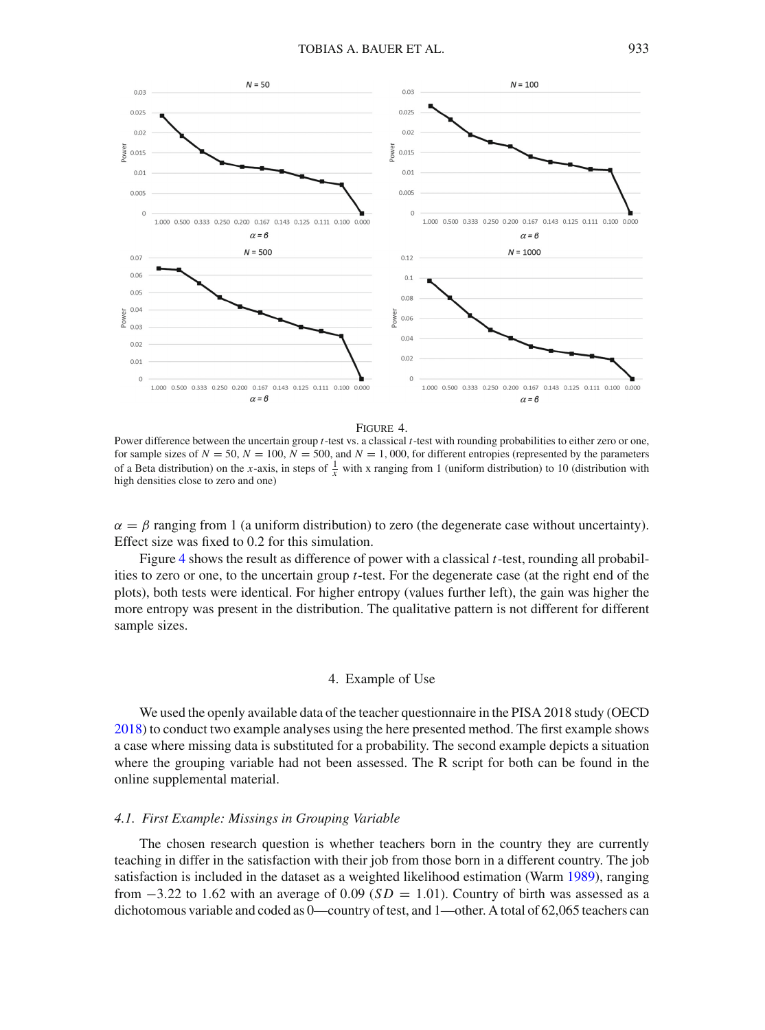FIGURE 4.
Power difference between the uncertain group $t$-test vs. a classical $t$-test with rounding probabilities to either zero or one, for sample sizes of $N = 50$, $N = 100$, $N = 500$, and $N = 1,000$, for different entropies (represented by the parameters of a Beta distribution) on the $x$-axis, in steps of $\frac{1}{x}$ with x ranging from 1 (uniform distribution) to 10 (distribution with high densities close to zero and one)

$\alpha = \beta$ ranging from 1 (a uniform distribution) to zero (the degenerate case without uncertainty). Effect size was fixed to 0.2 for this simulation.

Figure 4 shows the result as difference of power with a classical $t$-test, rounding all probabilities to zero or one, to the uncertain group $t$-test. For the degenerate case (at the right end of the plots), both tests were identical. For higher entropy (values further left), the gain was higher the more entropy was present in the distribution. The qualitative pattern is not different for different sample sizes.

## 4. Example of Use

We used the openly available data of the teacher questionnaire in the PISA 2018 study (OECD 2018) to conduct two example analyses using the here presented method. The first example shows a case where missing data is substituted for a probability. The second example depicts a situation where the grouping variable had not been assessed. The R script for both can be found in the online supplemental material.

### 4.1. *First Example: Missings in Grouping Variable*

The chosen research question is whether teachers born in the country they are currently teaching in differ in the satisfaction with their job from those born in a different country. The job satisfaction is included in the dataset as a weighted likelihood estimation (Warm 1989), ranging from $-3.22$ to $1.62$ with an average of $0.09$ ($SD = 1.01$). Country of birth was assessed as a dichotomous variable and coded as 0—country of test, and 1—other. A total of 62,065 teachers can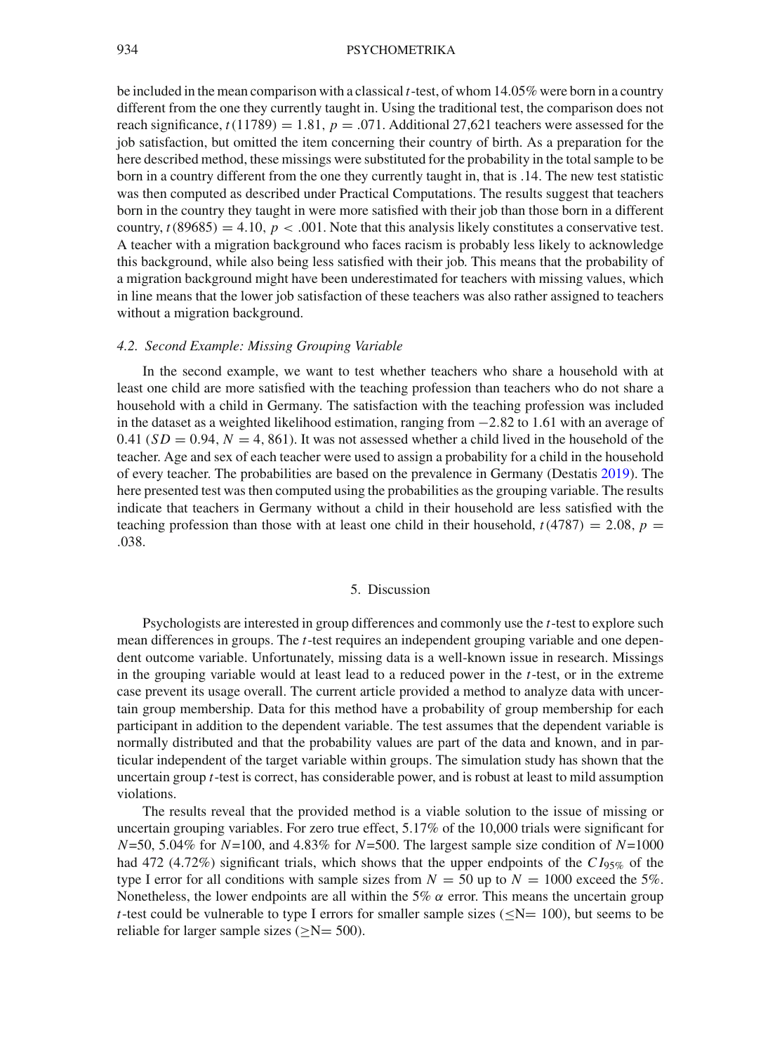be included in the mean comparison with a classical $t$-test, of whom 14.05% were born in a country different from the one they currently taught in. Using the traditional test, the comparison does not reach significance, $t(11789) = 1.81$, $p = .071$. Additional 27,621 teachers were assessed for the job satisfaction, but omitted the item concerning their country of birth. As a preparation for the here described method, these missings were substituted for the probability in the total sample to be born in a country different from the one they currently taught in, that is .14. The new test statistic was then computed as described under Practical Computations. The results suggest that teachers born in the country they taught in were more satisfied with their job than those born in a different country, $t(89685) = 4.10$, $p < .001$. Note that this analysis likely constitutes a conservative test. A teacher with a migration background who faces racism is probably less likely to acknowledge this background, while also being less satisfied with their job. This means that the probability of a migration background might have been underestimated for teachers with missing values, which in line means that the lower job satisfaction of these teachers was also rather assigned to teachers without a migration background.

### *4.2. Second Example: Missing Grouping Variable*

In the second example, we want to test whether teachers who share a household with at least one child are more satisfied with the teaching profession than teachers who do not share a household with a child in Germany. The satisfaction with the teaching profession was included in the dataset as a weighted likelihood estimation, ranging from $-2.82$ to 1.61 with an average of 0.41 ($SD = 0.94$, $N = 4,861$). It was not assessed whether a child lived in the household of the teacher. Age and sex of each teacher were used to assign a probability for a child in the household of every teacher. The probabilities are based on the prevalence in Germany (Destatis 2019). The here presented test was then computed using the probabilities as the grouping variable. The results indicate that teachers in Germany without a child in their household are less satisfied with the teaching profession than those with at least one child in their household, $t(4787) = 2.08$, $p = .038$.

## 5. Discussion

Psychologists are interested in group differences and commonly use the $t$-test to explore such mean differences in groups. The $t$-test requires an independent grouping variable and one dependent outcome variable. Unfortunately, missing data is a well-known issue in research. Missings in the grouping variable would at least lead to a reduced power in the $t$-test, or in the extreme case prevent its usage overall. The current article provided a method to analyze data with uncertain group membership. Data for this method have a probability of group membership for each participant in addition to the dependent variable. The test assumes that the dependent variable is normally distributed and that the probability values are part of the data and known, and in particular independent of the target variable within groups. The simulation study has shown that the uncertain group $t$-test is correct, has considerable power, and is robust at least to mild assumption violations.

The results reveal that the provided method is a viable solution to the issue of missing or uncertain grouping variables. For zero true effect, 5.17% of the 10,000 trials were significant for $N$=50, 5.04% for $N$=100, and 4.83% for $N$=500. The largest sample size condition of $N$=1000 had 472 (4.72%) significant trials, which shows that the upper endpoints of the $CI_{95\%}$ of the type I error for all conditions with sample sizes from $N = 50$ up to $N = 1000$ exceed the 5%. Nonetheless, the lower endpoints are all within the 5% $\alpha$ error. This means the uncertain group $t$-test could be vulnerable to type I errors for smaller sample sizes ($\leq$N= 100), but seems to be reliable for larger sample sizes ($\geq$N= 500).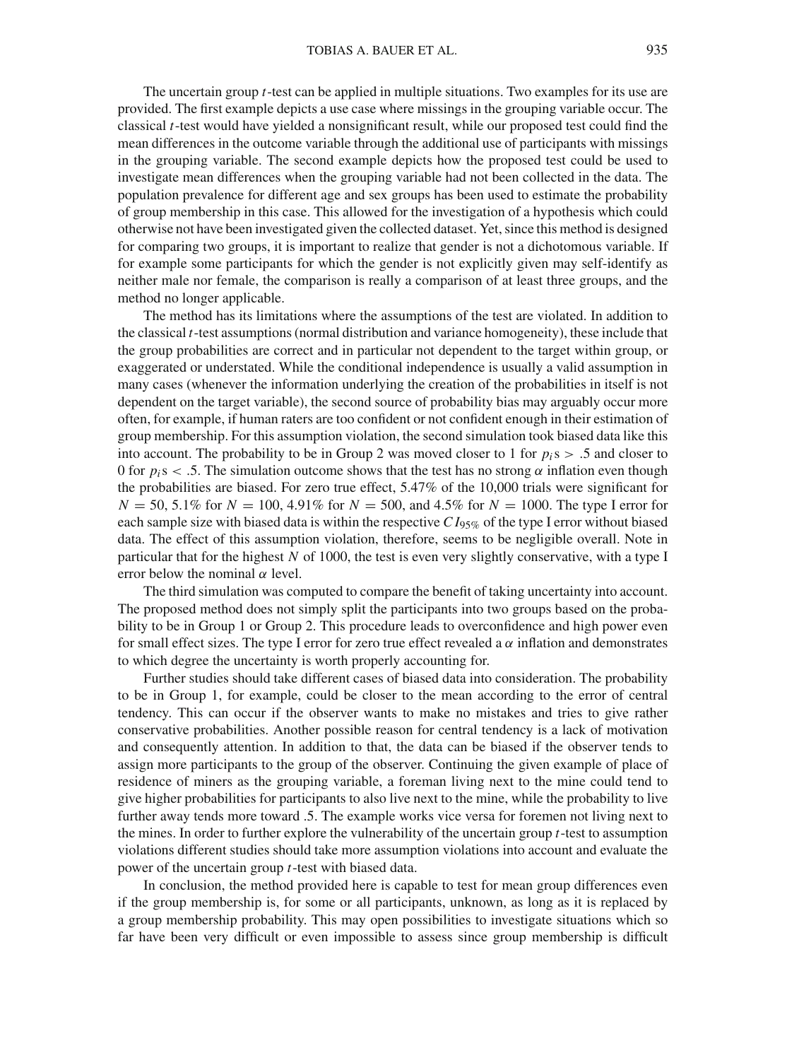The uncertain group $t$-test can be applied in multiple situations. Two examples for its use are provided. The first example depicts a use case where missings in the grouping variable occur. The classical $t$-test would have yielded a nonsignificant result, while our proposed test could find the mean differences in the outcome variable through the additional use of participants with missings in the grouping variable. The second example depicts how the proposed test could be used to investigate mean differences when the grouping variable had not been collected in the data. The population prevalence for different age and sex groups has been used to estimate the probability of group membership in this case. This allowed for the investigation of a hypothesis which could otherwise not have been investigated given the collected dataset. Yet, since this method is designed for comparing two groups, it is important to realize that gender is not a dichotomous variable. If for example some participants for which the gender is not explicitly given may self-identify as neither male nor female, the comparison is really a comparison of at least three groups, and the method no longer applicable.

The method has its limitations where the assumptions of the test are violated. In addition to the classical $t$-test assumptions (normal distribution and variance homogeneity), these include that the group probabilities are correct and in particular not dependent to the target within group, or exaggerated or understated. While the conditional independence is usually a valid assumption in many cases (whenever the information underlying the creation of the probabilities in itself is not dependent on the target variable), the second source of probability bias may arguably occur more often, for example, if human raters are too confident or not confident enough in their estimation of group membership. For this assumption violation, the second simulation took biased data like this into account. The probability to be in Group 2 was moved closer to 1 for $p_i$s $> .5$ and closer to 0 for $p_i$s $< .5$. The simulation outcome shows that the test has no strong $\alpha$ inflation even though the probabilities are biased. For zero true effect, 5.47% of the 10,000 trials were significant for $N = 50$, 5.1% for $N = 100$, 4.91% for $N = 500$, and 4.5% for $N = 1000$. The type I error for each sample size with biased data is within the respective $CI_{95\%}$ of the type I error without biased data. The effect of this assumption violation, therefore, seems to be negligible overall. Note in particular that for the highest $N$ of 1000, the test is even very slightly conservative, with a type I error below the nominal $\alpha$ level.

The third simulation was computed to compare the benefit of taking uncertainty into account. The proposed method does not simply split the participants into two groups based on the probability to be in Group 1 or Group 2. This procedure leads to overconfidence and high power even for small effect sizes. The type I error for zero true effect revealed a $\alpha$ inflation and demonstrates to which degree the uncertainty is worth properly accounting for.

Further studies should take different cases of biased data into consideration. The probability to be in Group 1, for example, could be closer to the mean according to the error of central tendency. This can occur if the observer wants to make no mistakes and tries to give rather conservative probabilities. Another possible reason for central tendency is a lack of motivation and consequently attention. In addition to that, the data can be biased if the observer tends to assign more participants to the group of the observer. Continuing the given example of place of residence of miners as the grouping variable, a foreman living next to the mine could tend to give higher probabilities for participants to also live next to the mine, while the probability to live further away tends more toward .5. The example works vice versa for foremen not living next to the mines. In order to further explore the vulnerability of the uncertain group $t$-test to assumption violations different studies should take more assumption violations into account and evaluate the power of the uncertain group $t$-test with biased data.

In conclusion, the method provided here is capable to test for mean group differences even if the group membership is, for some or all participants, unknown, as long as it is replaced by a group membership probability. This may open possibilities to investigate situations which so far have been very difficult or even impossible to assess since group membership is difficult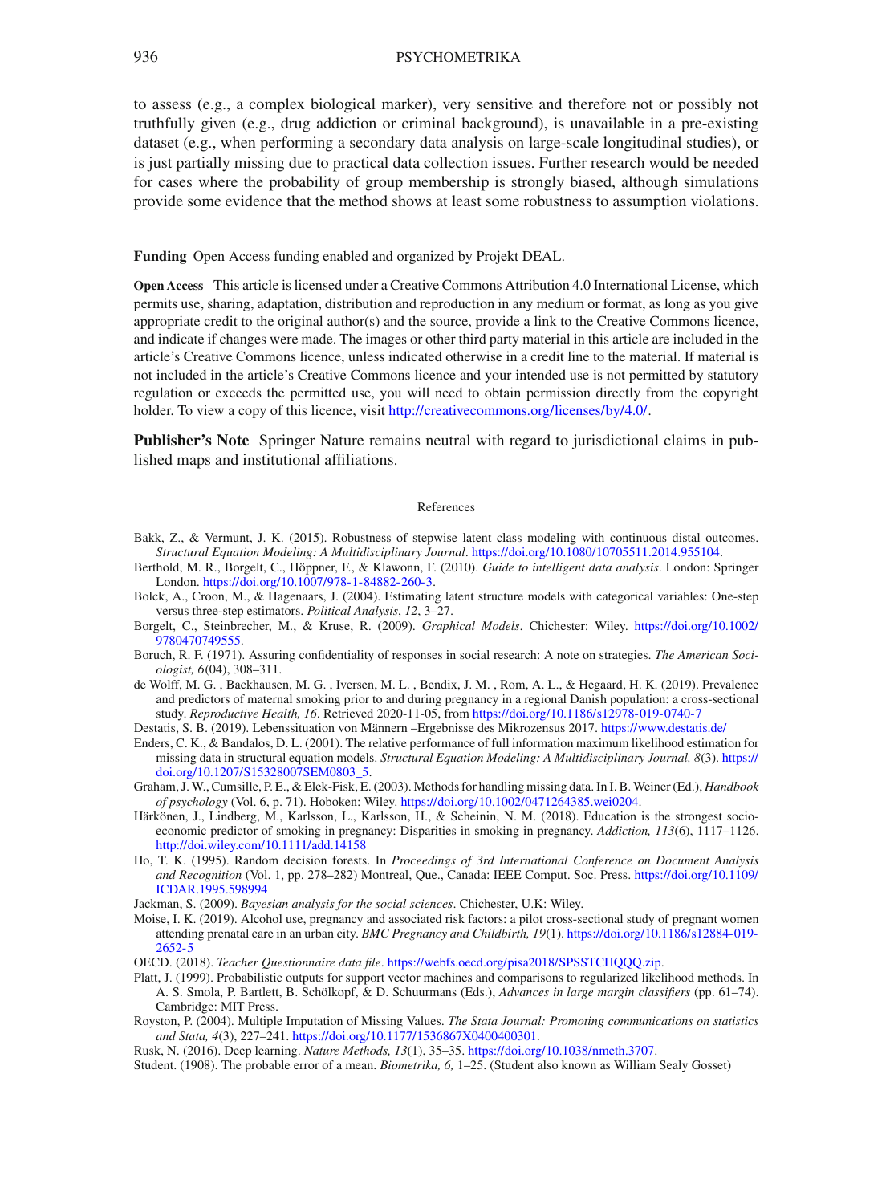to assess (e.g., a complex biological marker), very sensitive and therefore not or possibly not truthfully given (e.g., drug addiction or criminal background), is unavailable in a pre-existing dataset (e.g., when performing a secondary data analysis on large-scale longitudinal studies), or is just partially missing due to practical data collection issues. Further research would be needed for cases where the probability of group membership is strongly biased, although simulations provide some evidence that the method shows at least some robustness to assumption violations.

**Funding** Open Access funding enabled and organized by Projekt DEAL.

**Open Access** This article is licensed under a Creative Commons Attribution 4.0 International License, which permits use, sharing, adaptation, distribution and reproduction in any medium or format, as long as you give appropriate credit to the original author(s) and the source, provide a link to the Creative Commons licence, and indicate if changes were made. The images or other third party material in this article are included in the article's Creative Commons licence, unless indicated otherwise in a credit line to the material. If material is not included in the article's Creative Commons licence and your intended use is not permitted by statutory regulation or exceeds the permitted use, you will need to obtain permission directly from the copyright holder. To view a copy of this licence, visit http://creativecommons.org/licenses/by/4.0/.

**Publisher's Note** Springer Nature remains neutral with regard to jurisdictional claims in published maps and institutional affiliations.

## References

Bakk, Z., & Vermunt, J. K. (2015). Robustness of stepwise latent class modeling with continuous distal outcomes. *Structural Equation Modeling: A Multidisciplinary Journal*. https://doi.org/10.1080/10705511.2014.955104.

Berthold, M. R., Borgelt, C., Höppner, F., & Klawonn, F. (2010). *Guide to intelligent data analysis*. London: Springer London. https://doi.org/10.1007/978-1-84882-260-3.

Bolck, A., Croon, M., & Hagenaars, J. (2004). Estimating latent structure models with categorical variables: One-step versus three-step estimators. *Political Analysis*, *12*, 3–27.

Borgelt, C., Steinbrecher, M., & Kruse, R. (2009). *Graphical Models*. Chichester: Wiley. https://doi.org/10.1002/9780470749555.

Boruch, R. F. (1971). Assuring confidentiality of responses in social research: A note on strategies. *The American Sociologist, 6*(04), 308–311.

de Wolff, M. G. , Backhausen, M. G. , Iversen, M. L. , Bendix, J. M. , Rom, A. L., & Hegaard, H. K. (2019). Prevalence and predictors of maternal smoking prior to and during pregnancy in a regional Danish population: a cross-sectional study. *Reproductive Health, 16*. Retrieved 2020-11-05, from https://doi.org/10.1186/s12978-019-0740-7

Destatis, S. B. (2019). Lebenssituation von Männern –Ergebnisse des Mikrozensus 2017. https://www.destatis.de/

Enders, C. K., & Bandalos, D. L. (2001). The relative performance of full information maximum likelihood estimation for missing data in structural equation models. *Structural Equation Modeling: A Multidisciplinary Journal, 8*(3). https://doi.org/10.1207/S15328007SEM0803_5.

Graham, J. W., Cumsille, P. E., & Elek-Fisk, E. (2003). Methods for handling missing data. In I. B. Weiner (Ed.), *Handbook of psychology* (Vol. 6, p. 71). Hoboken: Wiley. https://doi.org/10.1002/0471264385.wei0204.

Härkönen, J., Lindberg, M., Karlsson, L., Karlsson, H., & Scheinin, N. M. (2018). Education is the strongest socio-economic predictor of smoking in pregnancy: Disparities in smoking in pregnancy. *Addiction, 113*(6), 1117–1126. http://doi.wiley.com/10.1111/add.14158

Ho, T. K. (1995). Random decision forests. In *Proceedings of 3rd International Conference on Document Analysis and Recognition* (Vol. 1, pp. 278–282) Montreal, Que., Canada: IEEE Comput. Soc. Press. https://doi.org/10.1109/ICDAR.1995.598994

Jackman, S. (2009). *Bayesian analysis for the social sciences*. Chichester, U.K: Wiley.

Moise, I. K. (2019). Alcohol use, pregnancy and associated risk factors: a pilot cross-sectional study of pregnant women attending prenatal care in an urban city. *BMC Pregnancy and Childbirth, 19*(1). https://doi.org/10.1186/s12884-019-2652-5

OECD. (2018). *Teacher Questionnaire data file*. https://webfs.oecd.org/pisa2018/SPSSTCHQQQ.zip.

Platt, J. (1999). Probabilistic outputs for support vector machines and comparisons to regularized likelihood methods. In A. S. Smola, P. Bartlett, B. Schölkopf, & D. Schuurmans (Eds.), *Advances in large margin classifiers* (pp. 61–74). Cambridge: MIT Press.

Royston, P. (2004). Multiple Imputation of Missing Values. *The Stata Journal: Promoting communications on statistics and Stata, 4*(3), 227–241. https://doi.org/10.1177/1536867X0400400301.

Rusk, N. (2016). Deep learning. *Nature Methods, 13*(1), 35–35. https://doi.org/10.1038/nmeth.3707.

Student. (1908). The probable error of a mean. *Biometrika, 6,* 1–25. (Student also known as William Sealy Gosset)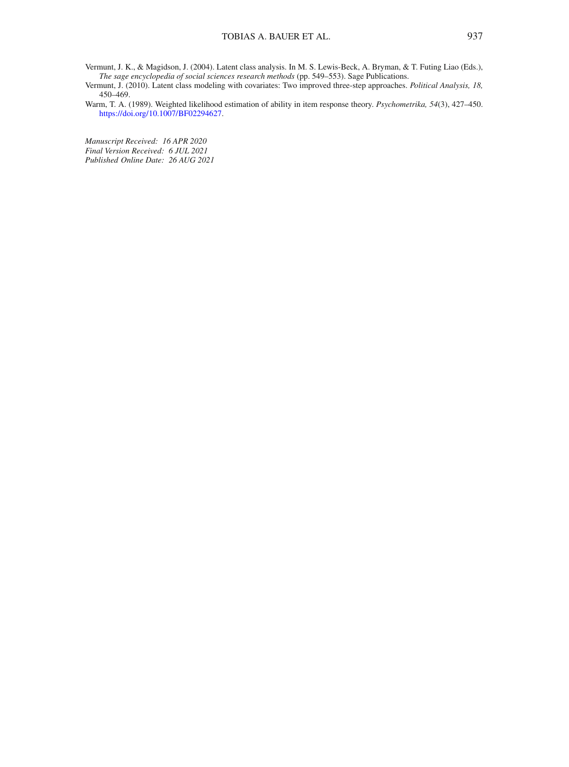Vermunt, J. K., & Magidson, J. (2004). Latent class analysis. In M. S. Lewis-Beck, A. Bryman, & T. Futing Liao (Eds.), *The sage encyclopedia of social sciences research methods* (pp. 549–553). Sage Publications.

Vermunt, J. (2010). Latent class modeling with covariates: Two improved three-step approaches. *Political Analysis, 18,* 450–469.

Warm, T. A. (1989). Weighted likelihood estimation of ability in item response theory. *Psychometrika, 54*(3), 427–450. https://doi.org/10.1007/BF02294627.

*Manuscript Received: 16 APR 2020*
*Final Version Received: 6 JUL 2021*
*Published Online Date: 26 AUG 2021*